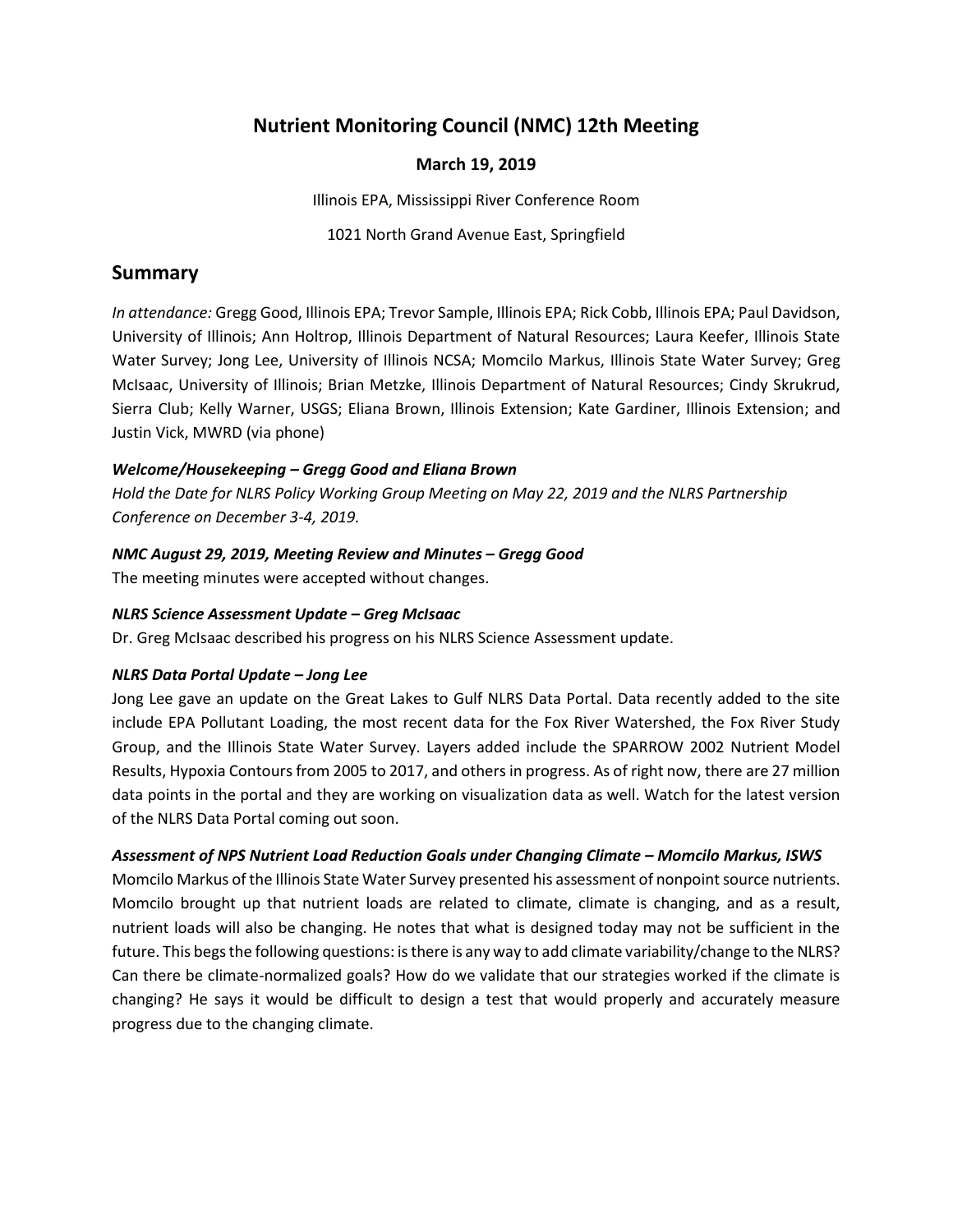# Nutrient Monitoring Council (NMC) 12th Meeting

### March 19, 2019

Illinois EPA, Mississippi River Conference Room

1021 North Grand Avenue East, Springfield

## Summary

*In attendance:* Gregg Good, Illinois EPA; Trevor Sample, Illinois EPA; Rick Cobb, Illinois EPA; Paul Davidson, University of Illinois; Ann Holtrop, Illinois Department of Natural Resources; Laura Keefer, Illinois State Water Survey; Jong Lee, University of Illinois NCSA; Momcilo Markus, Illinois State Water Survey; Greg McIsaac, University of Illinois; Brian Metzke, Illinois Department of Natural Resources; Cindy Skrukrud, Sierra Club; Kelly Warner, USGS; Eliana Brown, Illinois Extension; Kate Gardiner, Illinois Extension; and Justin Vick, MWRD (via phone)

***Welcome/Housekeeping – Gregg Good and Eliana Brown***

*Hold the Date for NLRS Policy Working Group Meeting on May 22, 2019 and the NLRS Partnership Conference on December 3-4, 2019.*

***NMC August 29, 2019, Meeting Review and Minutes – Gregg Good***

The meeting minutes were accepted without changes.

***NLRS Science Assessment Update – Greg McIsaac***

Dr. Greg McIsaac described his progress on his NLRS Science Assessment update.

***NLRS Data Portal Update – Jong Lee***

Jong Lee gave an update on the Great Lakes to Gulf NLRS Data Portal. Data recently added to the site include EPA Pollutant Loading, the most recent data for the Fox River Watershed, the Fox River Study Group, and the Illinois State Water Survey. Layers added include the SPARROW 2002 Nutrient Model Results, Hypoxia Contours from 2005 to 2017, and others in progress. As of right now, there are 27 million data points in the portal and they are working on visualization data as well. Watch for the latest version of the NLRS Data Portal coming out soon.

***Assessment of NPS Nutrient Load Reduction Goals under Changing Climate – Momcilo Markus, ISWS***

Momcilo Markus of the Illinois State Water Survey presented his assessment of nonpoint source nutrients. Momcilo brought up that nutrient loads are related to climate, climate is changing, and as a result, nutrient loads will also be changing. He notes that what is designed today may not be sufficient in the future. This begs the following questions: is there is any way to add climate variability/change to the NLRS? Can there be climate-normalized goals? How do we validate that our strategies worked if the climate is changing? He says it would be difficult to design a test that would properly and accurately measure progress due to the changing climate.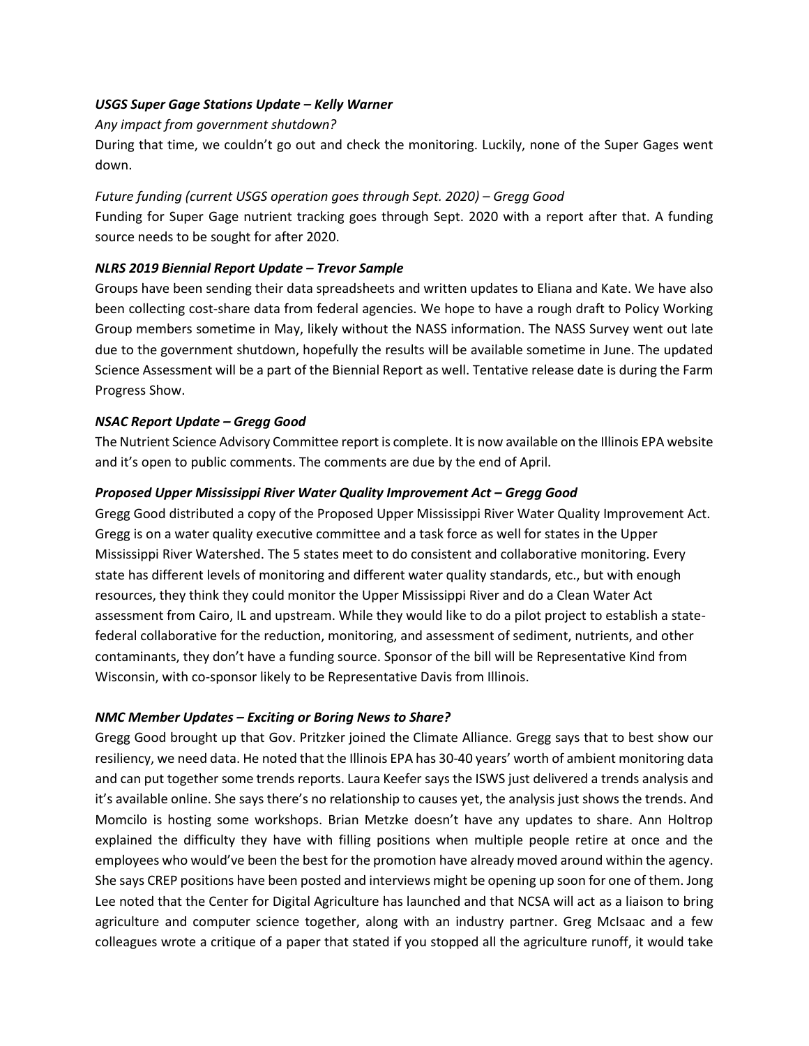***USGS Super Gage Stations Update – Kelly Warner***

*Any impact from government shutdown?*

During that time, we couldn't go out and check the monitoring. Luckily, none of the Super Gages went down.

*Future funding (current USGS operation goes through Sept. 2020) – Gregg Good*

Funding for Super Gage nutrient tracking goes through Sept. 2020 with a report after that. A funding source needs to be sought for after 2020.

***NLRS 2019 Biennial Report Update – Trevor Sample***

Groups have been sending their data spreadsheets and written updates to Eliana and Kate. We have also been collecting cost-share data from federal agencies. We hope to have a rough draft to Policy Working Group members sometime in May, likely without the NASS information. The NASS Survey went out late due to the government shutdown, hopefully the results will be available sometime in June. The updated Science Assessment will be a part of the Biennial Report as well. Tentative release date is during the Farm Progress Show.

***NSAC Report Update – Gregg Good***

The Nutrient Science Advisory Committee report is complete. It is now available on the Illinois EPA website and it's open to public comments. The comments are due by the end of April.

***Proposed Upper Mississippi River Water Quality Improvement Act – Gregg Good***

Gregg Good distributed a copy of the Proposed Upper Mississippi River Water Quality Improvement Act. Gregg is on a water quality executive committee and a task force as well for states in the Upper Mississippi River Watershed. The 5 states meet to do consistent and collaborative monitoring. Every state has different levels of monitoring and different water quality standards, etc., but with enough resources, they think they could monitor the Upper Mississippi River and do a Clean Water Act assessment from Cairo, IL and upstream. While they would like to do a pilot project to establish a state-federal collaborative for the reduction, monitoring, and assessment of sediment, nutrients, and other contaminants, they don't have a funding source. Sponsor of the bill will be Representative Kind from Wisconsin, with co-sponsor likely to be Representative Davis from Illinois.

***NMC Member Updates – Exciting or Boring News to Share?***

Gregg Good brought up that Gov. Pritzker joined the Climate Alliance. Gregg says that to best show our resiliency, we need data. He noted that the Illinois EPA has 30-40 years' worth of ambient monitoring data and can put together some trends reports. Laura Keefer says the ISWS just delivered a trends analysis and it's available online. She says there's no relationship to causes yet, the analysis just shows the trends. And Momcilo is hosting some workshops. Brian Metzke doesn't have any updates to share. Ann Holtrop explained the difficulty they have with filling positions when multiple people retire at once and the employees who would've been the best for the promotion have already moved around within the agency. She says CREP positions have been posted and interviews might be opening up soon for one of them. Jong Lee noted that the Center for Digital Agriculture has launched and that NCSA will act as a liaison to bring agriculture and computer science together, along with an industry partner. Greg McIsaac and a few colleagues wrote a critique of a paper that stated if you stopped all the agriculture runoff, it would take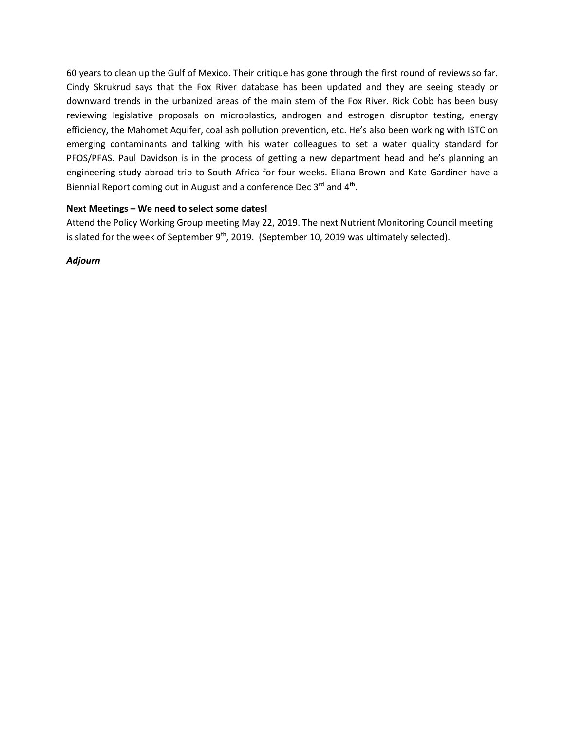60 years to clean up the Gulf of Mexico. Their critique has gone through the first round of reviews so far. Cindy Skrukrud says that the Fox River database has been updated and they are seeing steady or downward trends in the urbanized areas of the main stem of the Fox River. Rick Cobb has been busy reviewing legislative proposals on microplastics, androgen and estrogen disruptor testing, energy efficiency, the Mahomet Aquifer, coal ash pollution prevention, etc. He's also been working with ISTC on emerging contaminants and talking with his water colleagues to set a water quality standard for PFOS/PFAS. Paul Davidson is in the process of getting a new department head and he's planning an engineering study abroad trip to South Africa for four weeks. Eliana Brown and Kate Gardiner have a Biennial Report coming out in August and a conference Dec 3rd and 4th.

**Next Meetings – We need to select some dates!**

Attend the Policy Working Group meeting May 22, 2019. The next Nutrient Monitoring Council meeting is slated for the week of September 9th, 2019. (September 10, 2019 was ultimately selected).

***Adjourn***